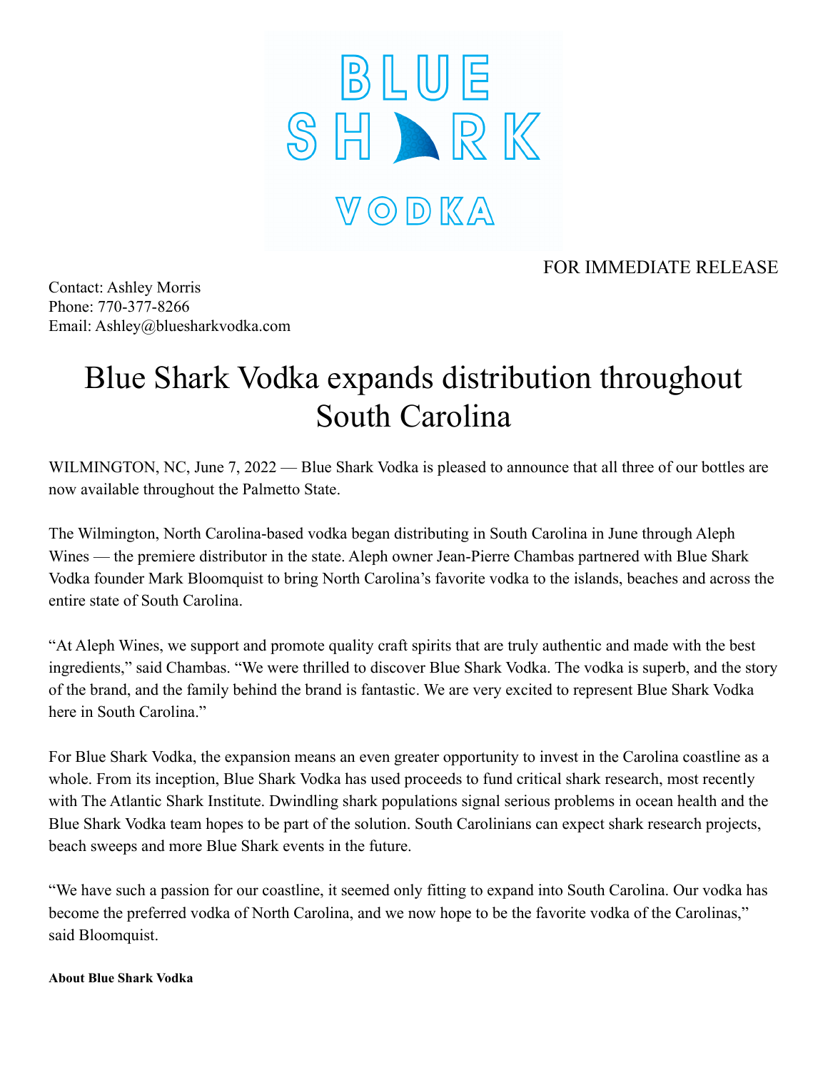BLUE SHARK VODKA

FOR IMMEDIATE RELEASE

Contact: Ashley Morris
Phone: 770-377-8266
Email: Ashley@bluesharkvodka.com

# Blue Shark Vodka expands distribution throughout South Carolina

WILMINGTON, NC, June 7, 2022 — Blue Shark Vodka is pleased to announce that all three of our bottles are now available throughout the Palmetto State.

The Wilmington, North Carolina-based vodka began distributing in South Carolina in June through Aleph Wines — the premiere distributor in the state. Aleph owner Jean-Pierre Chambas partnered with Blue Shark Vodka founder Mark Bloomquist to bring North Carolina's favorite vodka to the islands, beaches and across the entire state of South Carolina.

"At Aleph Wines, we support and promote quality craft spirits that are truly authentic and made with the best ingredients," said Chambas. "We were thrilled to discover Blue Shark Vodka. The vodka is superb, and the story of the brand, and the family behind the brand is fantastic. We are very excited to represent Blue Shark Vodka here in South Carolina."

For Blue Shark Vodka, the expansion means an even greater opportunity to invest in the Carolina coastline as a whole. From its inception, Blue Shark Vodka has used proceeds to fund critical shark research, most recently with The Atlantic Shark Institute. Dwindling shark populations signal serious problems in ocean health and the Blue Shark Vodka team hopes to be part of the solution. South Carolinians can expect shark research projects, beach sweeps and more Blue Shark events in the future.

"We have such a passion for our coastline, it seemed only fitting to expand into South Carolina. Our vodka has become the preferred vodka of North Carolina, and we now hope to be the favorite vodka of the Carolinas," said Bloomquist.

**About Blue Shark Vodka**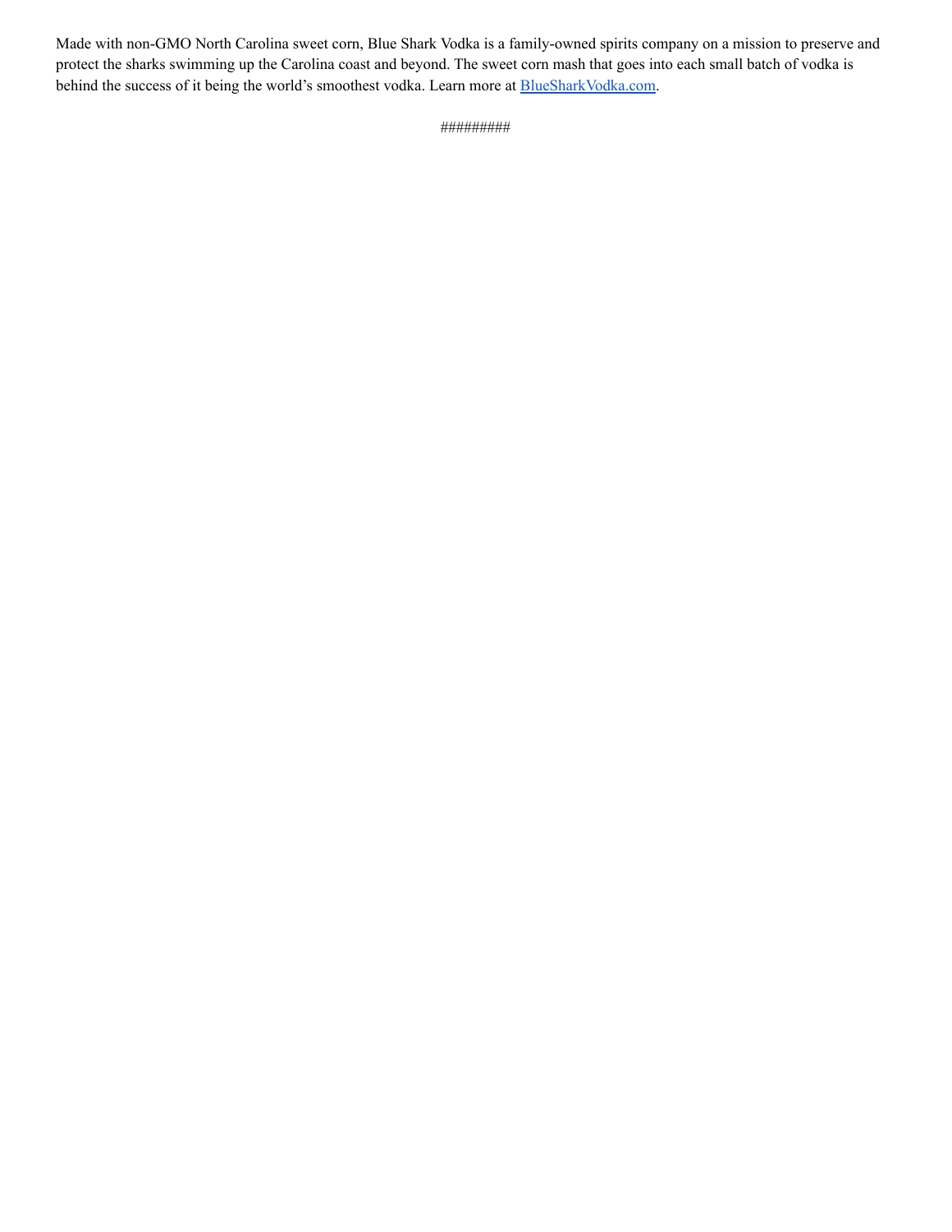Made with non-GMO North Carolina sweet corn, Blue Shark Vodka is a family-owned spirits company on a mission to preserve and protect the sharks swimming up the Carolina coast and beyond. The sweet corn mash that goes into each small batch of vodka is behind the success of it being the world's smoothest vodka. Learn more at [BlueSharkVodka.com](http://BlueSharkVodka.com).

#########